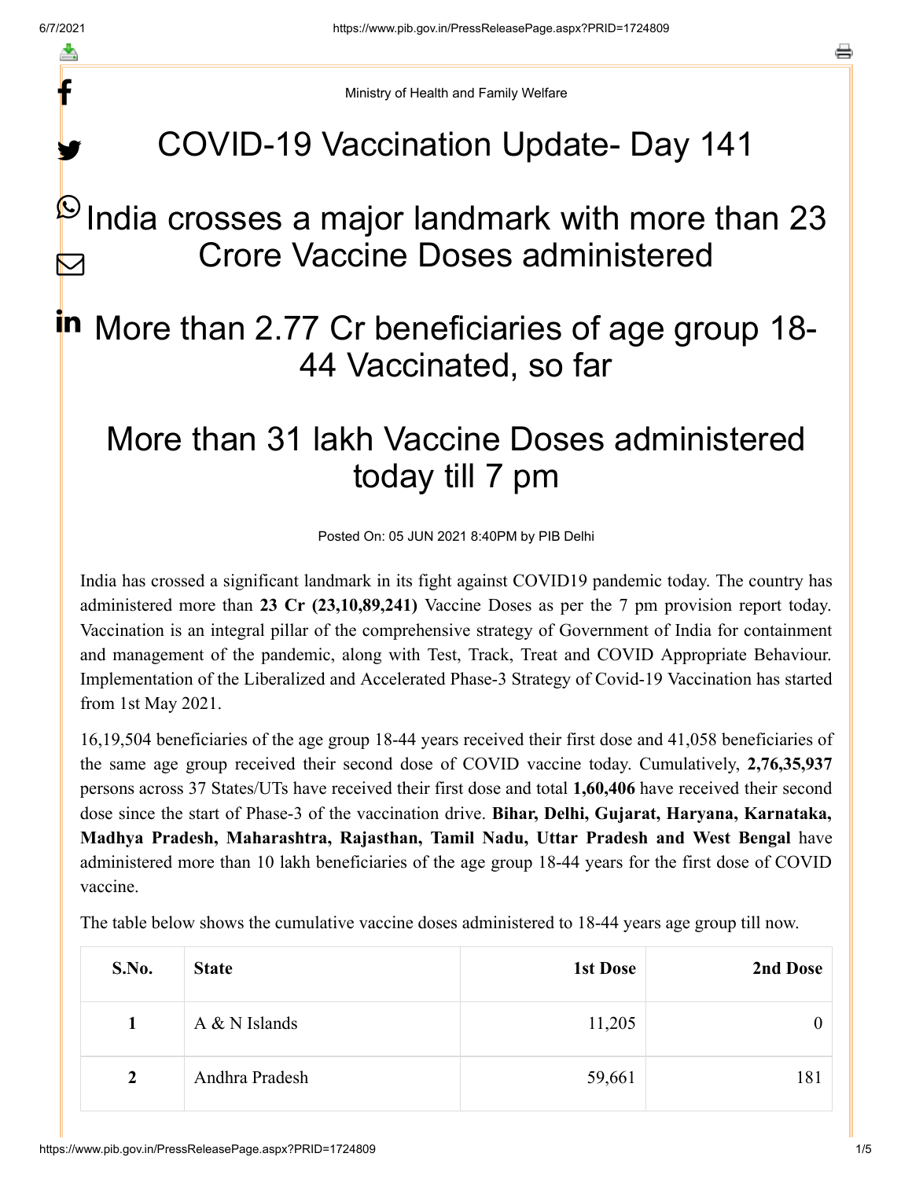Ministry of Health and Family Welfare

# COVID-19 Vaccination Update- Day 141

## India crosses a major landmark with more than 23 Crore Vaccine Doses administered

## More than 2.77 Cr beneficiaries of age group 18-44 Vaccinated, so far

## More than 31 lakh Vaccine Doses administered today till 7 pm

Posted On: 05 JUN 2021 8:40PM by PIB Delhi

India has crossed a significant landmark in its fight against COVID19 pandemic today. The country has administered more than **23 Cr (23,10,89,241)** Vaccine Doses as per the 7 pm provision report today. Vaccination is an integral pillar of the comprehensive strategy of Government of India for containment and management of the pandemic, along with Test, Track, Treat and COVID Appropriate Behaviour. Implementation of the Liberalized and Accelerated Phase-3 Strategy of Covid-19 Vaccination has started from 1st May 2021.

16,19,504 beneficiaries of the age group 18-44 years received their first dose and 41,058 beneficiaries of the same age group received their second dose of COVID vaccine today. Cumulatively, **2,76,35,937** persons across 37 States/UTs have received their first dose and total **1,60,406** have received their second dose since the start of Phase-3 of the vaccination drive. **Bihar, Delhi, Gujarat, Haryana, Karnataka, Madhya Pradesh, Maharashtra, Rajasthan, Tamil Nadu, Uttar Pradesh and West Bengal** have administered more than 10 lakh beneficiaries of the age group 18-44 years for the first dose of COVID vaccine.

The table below shows the cumulative vaccine doses administered to 18-44 years age group till now.

| S.No. | State | 1st Dose | 2nd Dose |
|---|---|---|---|
| 1 | A & N Islands | 11,205 | 0 |
| 2 | Andhra Pradesh | 59,661 | 181 |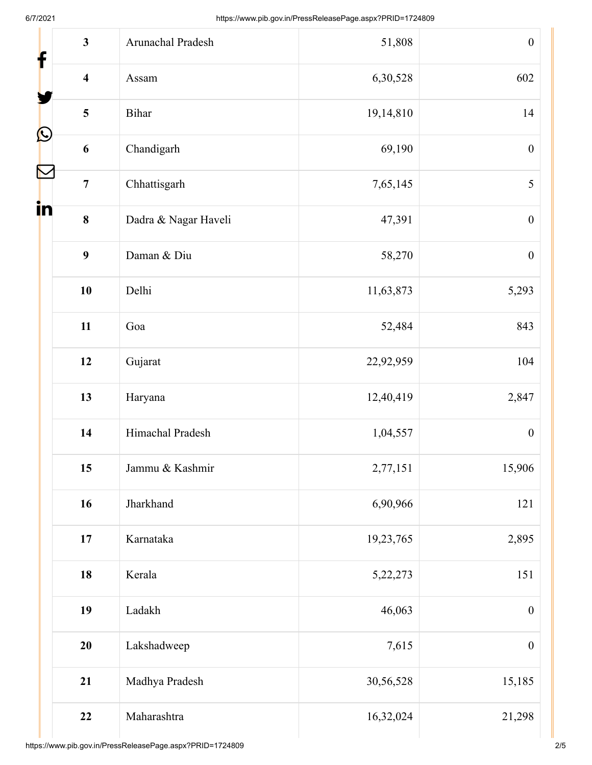| 3 | Arunachal Pradesh | 51,808 | 0 |
|---|---|---|---|
| 4 | Assam | 6,30,528 | 602 |
| 5 | Bihar | 19,14,810 | 14 |
| 6 | Chandigarh | 69,190 | 0 |
| 7 | Chhattisgarh | 7,65,145 | 5 |
| 8 | Dadra & Nagar Haveli | 47,391 | 0 |
| 9 | Daman & Diu | 58,270 | 0 |
| 10 | Delhi | 11,63,873 | 5,293 |
| 11 | Goa | 52,484 | 843 |
| 12 | Gujarat | 22,92,959 | 104 |
| 13 | Haryana | 12,40,419 | 2,847 |
| 14 | Himachal Pradesh | 1,04,557 | 0 |
| 15 | Jammu & Kashmir | 2,77,151 | 15,906 |
| 16 | Jharkhand | 6,90,966 | 121 |
| 17 | Karnataka | 19,23,765 | 2,895 |
| 18 | Kerala | 5,22,273 | 151 |
| 19 | Ladakh | 46,063 | 0 |
| 20 | Lakshadweep | 7,615 | 0 |
| 21 | Madhya Pradesh | 30,56,528 | 15,185 |
| 22 | Maharashtra | 16,32,024 | 21,298 |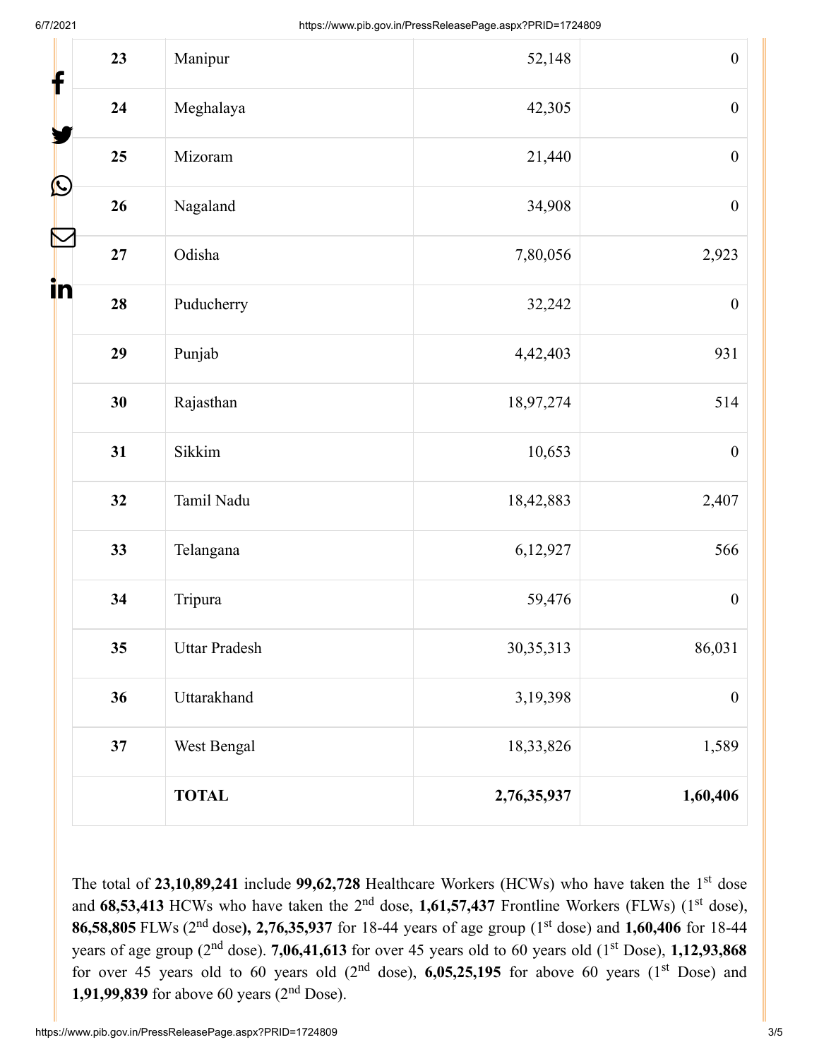| 23 | Manipur | 52,148 | 0 |
|---|---|---|---|
| 24 | Meghalaya | 42,305 | 0 |
| 25 | Mizoram | 21,440 | 0 |
| 26 | Nagaland | 34,908 | 0 |
| 27 | Odisha | 7,80,056 | 2,923 |
| 28 | Puducherry | 32,242 | 0 |
| 29 | Punjab | 4,42,403 | 931 |
| 30 | Rajasthan | 18,97,274 | 514 |
| 31 | Sikkim | 10,653 | 0 |
| 32 | Tamil Nadu | 18,42,883 | 2,407 |
| 33 | Telangana | 6,12,927 | 566 |
| 34 | Tripura | 59,476 | 0 |
| 35 | Uttar Pradesh | 30,35,313 | 86,031 |
| 36 | Uttarakhand | 3,19,398 | 0 |
| 37 | West Bengal | 18,33,826 | 1,589 |
| | **TOTAL** | **2,76,35,937** | **1,60,406** |

The total of **23,10,89,241** include **99,62,728** Healthcare Workers (HCWs) who have taken the 1st dose and **68,53,413** HCWs who have taken the 2nd dose, **1,61,57,437** Frontline Workers (FLWs) (1st dose), **86,58,805** FLWs (2nd dose**), 2,76,35,937** for 18-44 years of age group (1st dose) and **1,60,406** for 18-44 years of age group (2nd dose). **7,06,41,613** for over 45 years old to 60 years old (1st Dose), **1,12,93,868** for over 45 years old to 60 years old (2nd dose), **6,05,25,195** for above 60 years (1st Dose) and **1,91,99,839** for above 60 years (2nd Dose).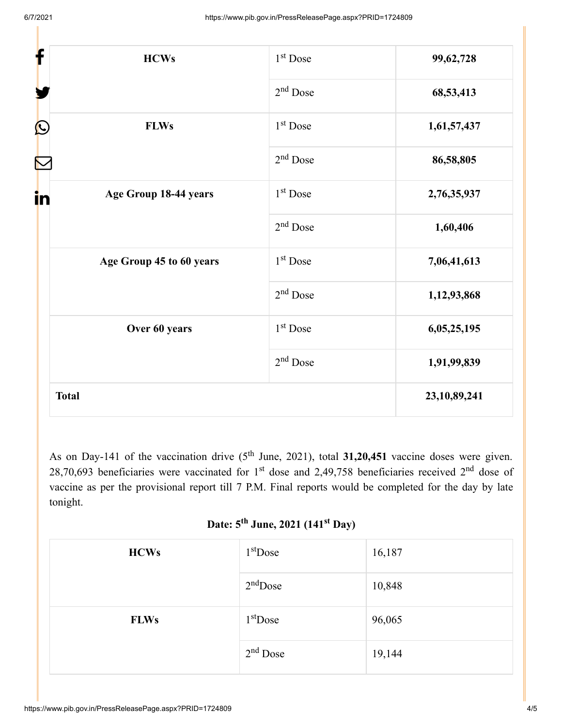| HCWs | 1st Dose | 99,62,728 |
|---|---|---|
| | 2nd Dose | 68,53,413 |
| FLWs | 1st Dose | 1,61,57,437 |
| | 2nd Dose | 86,58,805 |
| Age Group 18-44 years | 1st Dose | 2,76,35,937 |
| | 2nd Dose | 1,60,406 |
| Age Group 45 to 60 years | 1st Dose | 7,06,41,613 |
| | 2nd Dose | 1,12,93,868 |
| Over 60 years | 1st Dose | 6,05,25,195 |
| | 2nd Dose | 1,91,99,839 |
| **Total** | | **23,10,89,241** |

As on Day-141 of the vaccination drive (5th June, 2021), total **31,20,451** vaccine doses were given. 28,70,693 beneficiaries were vaccinated for 1st dose and 2,49,758 beneficiaries received 2nd dose of vaccine as per the provisional report till 7 P.M. Final reports would be completed for the day by late tonight.

**Date: 5th June, 2021 (141st Day)**

| HCWs | 1st Dose | 16,187 |
|---|---|---|
| | 2nd Dose | 10,848 |
| FLWs | 1st Dose | 96,065 |
| | 2nd Dose | 19,144 |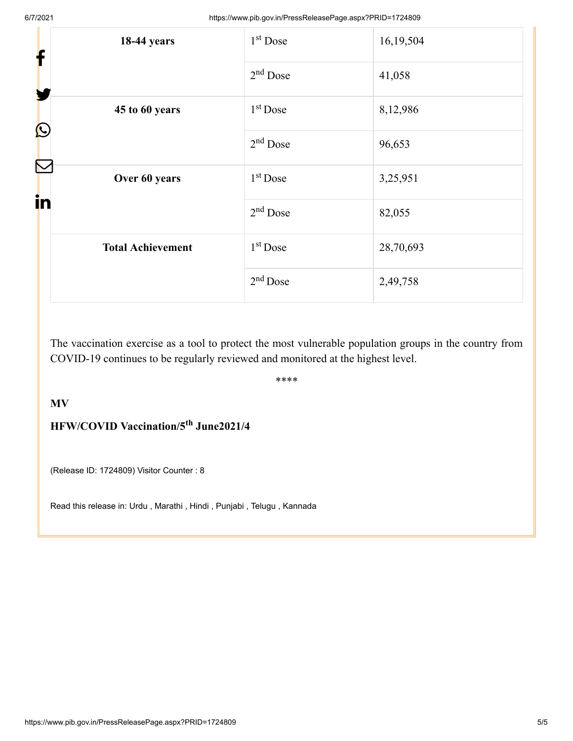| | | |
|---|---|---|
| **18-44 years** | 1st Dose | 16,19,504 |
| | 2nd Dose | 41,058 |
| **45 to 60 years** | 1st Dose | 8,12,986 |
| | 2nd Dose | 96,653 |
| **Over 60 years** | 1st Dose | 3,25,951 |
| | 2nd Dose | 82,055 |
| **Total Achievement** | 1st Dose | 28,70,693 |
| | 2nd Dose | 2,49,758 |

The vaccination exercise as a tool to protect the most vulnerable population groups in the country from COVID-19 continues to be regularly reviewed and monitored at the highest level.

****

**MV**

**HFW/COVID Vaccination/5th June2021/4**

(Release ID: 1724809) Visitor Counter : 8

Read this release in: Urdu , Marathi , Hindi , Punjabi , Telugu , Kannada